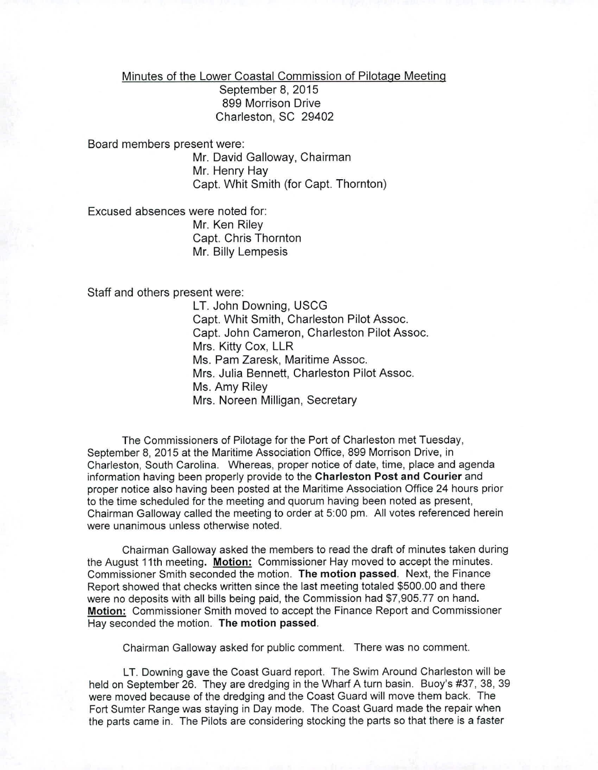Minutes of the Lower Coastal Commission of Pilotage Meeting
September 8, 2015
899 Morrison Drive
Charleston, SC 29402

Board members present were:

Mr. David Galloway, Chairman
Mr. Henry Hay
Capt. Whit Smith (for Capt. Thornton)

Excused absences were noted for:

Mr. Ken Riley
Capt. Chris Thornton
Mr. Billy Lempesis

Staff and others present were:

LT. John Downing, USCG
Capt. Whit Smith, Charleston Pilot Assoc.
Capt. John Cameron, Charleston Pilot Assoc.
Mrs. Kitty Cox, LLR
Ms. Pam Zaresk, Maritime Assoc.
Mrs. Julia Bennett, Charleston Pilot Assoc.
Ms. Amy Riley
Mrs. Noreen Milligan, Secretary

The Commissioners of Pilotage for the Port of Charleston met Tuesday, September 8, 2015 at the Maritime Association Office, 899 Morrison Drive, in Charleston, South Carolina. Whereas, proper notice of date, time, place and agenda information having been properly provide to the **Charleston Post and Courier** and proper notice also having been posted at the Maritime Association Office 24 hours prior to the time scheduled for the meeting and quorum having been noted as present, Chairman Galloway called the meeting to order at 5:00 pm. All votes referenced herein were unanimous unless otherwise noted.

Chairman Galloway asked the members to read the draft of minutes taken during the August 11th meeting. **Motion:** Commissioner Hay moved to accept the minutes. Commissioner Smith seconded the motion. **The motion passed**. Next, the Finance Report showed that checks written since the last meeting totaled $500.00 and there were no deposits with all bills being paid, the Commission had $7,905.77 on hand. **Motion:** Commissioner Smith moved to accept the Finance Report and Commissioner Hay seconded the motion. **The motion passed**.

Chairman Galloway asked for public comment. There was no comment.

LT. Downing gave the Coast Guard report. The Swim Around Charleston will be held on September 26. They are dredging in the Wharf A turn basin. Buoy's #37, 38, 39 were moved because of the dredging and the Coast Guard will move them back. The Fort Sumter Range was staying in Day mode. The Coast Guard made the repair when the parts came in. The Pilots are considering stocking the parts so that there is a faster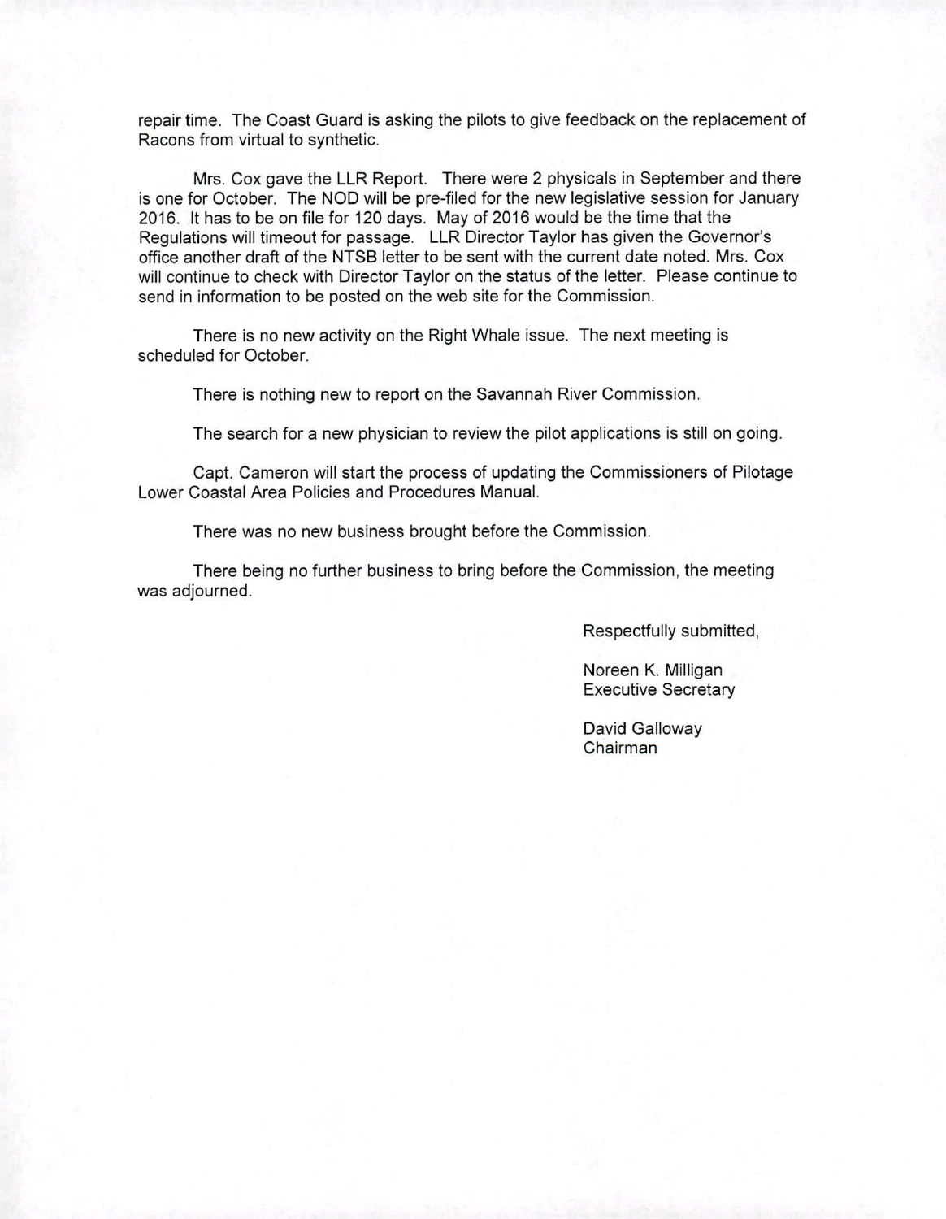repair time. The Coast Guard is asking the pilots to give feedback on the replacement of Racons from virtual to synthetic.

Mrs. Cox gave the LLR Report. There were 2 physicals in September and there is one for October. The NOD will be pre-filed for the new legislative session for January 2016. It has to be on file for 120 days. May of 2016 would be the time that the Regulations will timeout for passage. LLR Director Taylor has given the Governor's office another draft of the NTSB letter to be sent with the current date noted. Mrs. Cox will continue to check with Director Taylor on the status of the letter. Please continue to send in information to be posted on the web site for the Commission.

There is no new activity on the Right Whale issue. The next meeting is scheduled for October.

There is nothing new to report on the Savannah River Commission.

The search for a new physician to review the pilot applications is still on going.

Capt. Cameron will start the process of updating the Commissioners of Pilotage Lower Coastal Area Policies and Procedures Manual.

There was no new business brought before the Commission.

There being no further business to bring before the Commission, the meeting was adjourned.

Respectfully submitted,

Noreen K. Milligan
Executive Secretary

David Galloway
Chairman